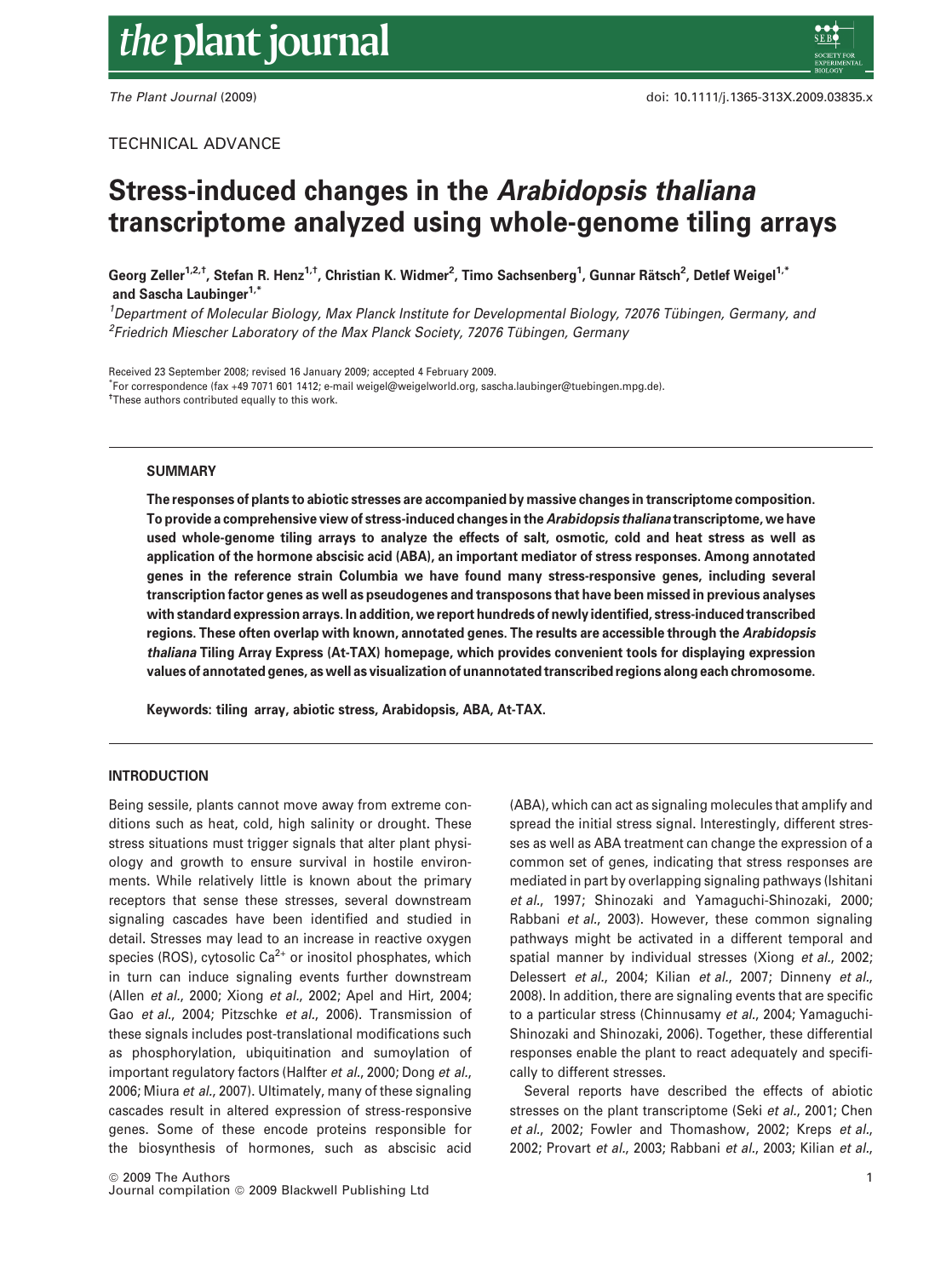TECHNICAL ADVANCE

# Stress-induced changes in the *Arabidopsis thaliana* transcriptome analyzed using whole-genome tiling arrays

**Georg Zeller[1,2,†], Stefan R. Henz[1,†], Christian K. Widmer[2], Timo Sachsenberg[1], Gunnar Rätsch[2], Detlef Weigel[1,*] and Sascha Laubinger[1,*]**

[1]*Department of Molecular Biology, Max Planck Institute for Developmental Biology, 72076 Tübingen, Germany, and*
[2]*Friedrich Miescher Laboratory of the Max Planck Society, 72076 Tübingen, Germany*

Received 23 September 2008; revised 16 January 2009; accepted 4 February 2009.
[*]For correspondence (fax +49 7071 601 1412; e-mail weigel@weigelworld.org, sascha.laubinger@tuebingen.mpg.de).
[†]These authors contributed equally to this work.

## SUMMARY

**The responses of plants to abiotic stresses are accompanied by massive changes in transcriptome composition. To provide a comprehensive view of stress-induced changes in the *Arabidopsis thaliana* transcriptome, we have used whole-genome tiling arrays to analyze the effects of salt, osmotic, cold and heat stress as well as application of the hormone abscisic acid (ABA), an important mediator of stress responses. Among annotated genes in the reference strain Columbia we have found many stress-responsive genes, including several transcription factor genes as well as pseudogenes and transposons that have been missed in previous analyses with standard expression arrays. In addition, we report hundreds of newly identified, stress-induced transcribed regions. These often overlap with known, annotated genes. The results are accessible through the *Arabidopsis thaliana* Tiling Array Express (At-TAX) homepage, which provides convenient tools for displaying expression values of annotated genes, as well as visualization of unannotated transcribed regions along each chromosome.**

**Keywords: tiling array, abiotic stress, Arabidopsis, ABA, At-TAX.**

## INTRODUCTION

Being sessile, plants cannot move away from extreme conditions such as heat, cold, high salinity or drought. These stress situations must trigger signals that alter plant physiology and growth to ensure survival in hostile environments. While relatively little is known about the primary receptors that sense these stresses, several downstream signaling cascades have been identified and studied in detail. Stresses may lead to an increase in reactive oxygen species (ROS), cytosolic $Ca^{2+}$ or inositol phosphates, which in turn can induce signaling events further downstream (Allen *et al.*, 2000; Xiong *et al.*, 2002; Apel and Hirt, 2004; Gao *et al.*, 2004; Pitzschke *et al.*, 2006). Transmission of these signals includes post-translational modifications such as phosphorylation, ubiquitination and sumoylation of important regulatory factors (Halfter *et al.*, 2000; Dong *et al.*, 2006; Miura *et al.*, 2007). Ultimately, many of these signaling cascades result in altered expression of stress-responsive genes. Some of these encode proteins responsible for the biosynthesis of hormones, such as abscisic acid (ABA), which can act as signaling molecules that amplify and spread the initial stress signal. Interestingly, different stresses as well as ABA treatment can change the expression of a common set of genes, indicating that stress responses are mediated in part by overlapping signaling pathways (Ishitani *et al.*, 1997; Shinozaki and Yamaguchi-Shinozaki, 2000; Rabbani *et al.*, 2003). However, these common signaling pathways might be activated in a different temporal and spatial manner by individual stresses (Xiong *et al.*, 2002; Delessert *et al.*, 2004; Kilian *et al.*, 2007; Dinneny *et al.*, 2008). In addition, there are signaling events that are specific to a particular stress (Chinnusamy *et al.*, 2004; Yamaguchi-Shinozaki and Shinozaki, 2006). Together, these differential responses enable the plant to react adequately and specifically to different stresses.

Several reports have described the effects of abiotic stresses on the plant transcriptome (Seki *et al.*, 2001; Chen *et al.*, 2002; Fowler and Thomashow, 2002; Kreps *et al.*, 2002; Provart *et al.*, 2003; Rabbani *et al.*, 2003; Kilian *et al.*,

© 2009 The Authors
Journal compilation © 2009 Blackwell Publishing Ltd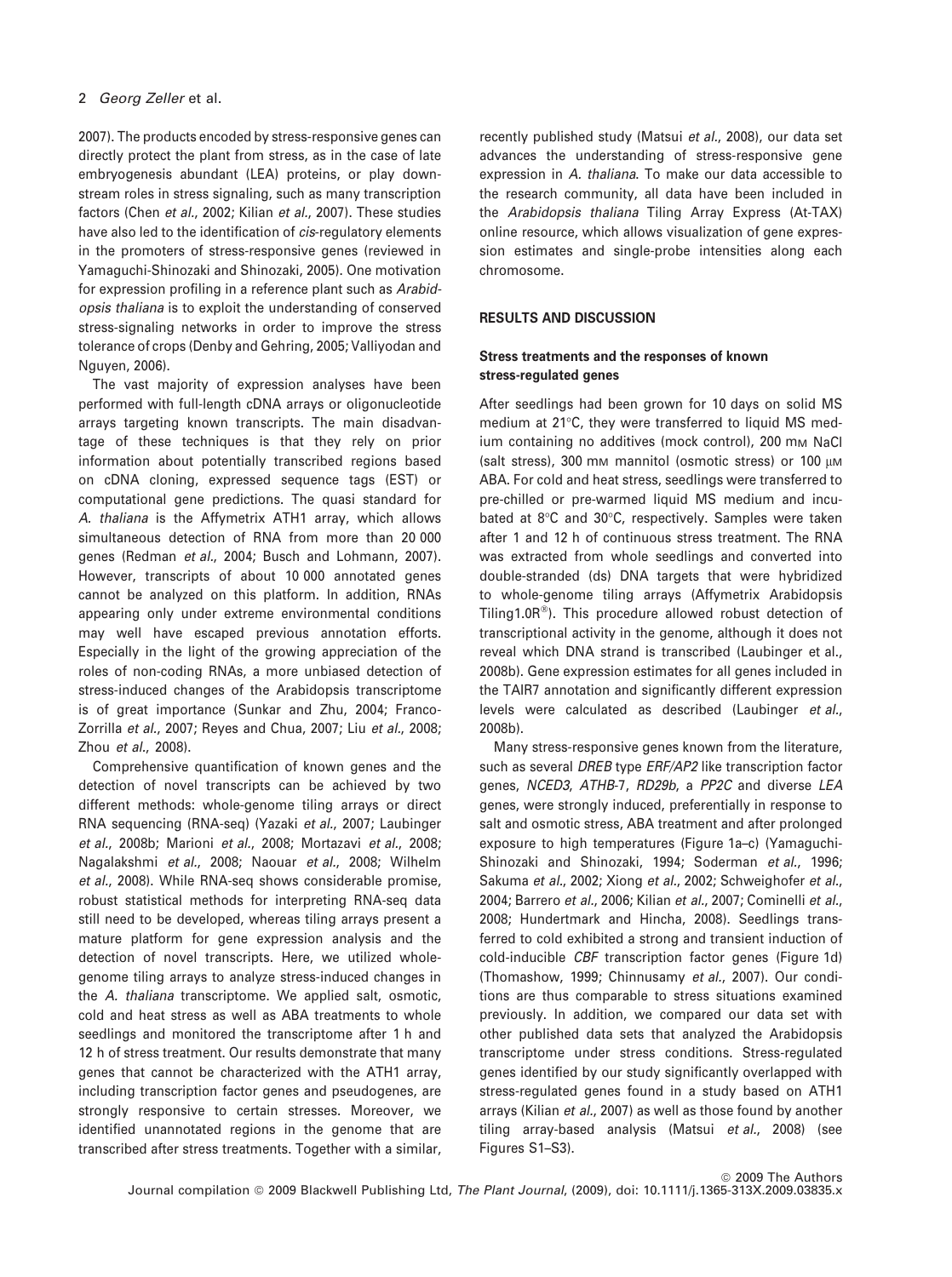2007). The products encoded by stress-responsive genes can directly protect the plant from stress, as in the case of late embryogenesis abundant (LEA) proteins, or play downstream roles in stress signaling, such as many transcription factors (Chen *et al.*, 2002; Kilian *et al.*, 2007). These studies have also led to the identification of *cis*-regulatory elements in the promoters of stress-responsive genes (reviewed in Yamaguchi-Shinozaki and Shinozaki, 2005). One motivation for expression profiling in a reference plant such as *Arabidopsis thaliana* is to exploit the understanding of conserved stress-signaling networks in order to improve the stress tolerance of crops (Denby and Gehring, 2005; Valliyodan and Nguyen, 2006).

The vast majority of expression analyses have been performed with full-length cDNA arrays or oligonucleotide arrays targeting known transcripts. The main disadvantage of these techniques is that they rely on prior information about potentially transcribed regions based on cDNA cloning, expressed sequence tags (EST) or computational gene predictions. The quasi standard for *A. thaliana* is the Affymetrix ATH1 array, which allows simultaneous detection of RNA from more than 20 000 genes (Redman *et al.*, 2004; Busch and Lohmann, 2007). However, transcripts of about 10 000 annotated genes cannot be analyzed on this platform. In addition, RNAs appearing only under extreme environmental conditions may well have escaped previous annotation efforts. Especially in the light of the growing appreciation of the roles of non-coding RNAs, a more unbiased detection of stress-induced changes of the Arabidopsis transcriptome is of great importance (Sunkar and Zhu, 2004; Franco-Zorrilla *et al.*, 2007; Reyes and Chua, 2007; Liu *et al.*, 2008; Zhou *et al.*, 2008).

Comprehensive quantification of known genes and the detection of novel transcripts can be achieved by two different methods: whole-genome tiling arrays or direct RNA sequencing (RNA-seq) (Yazaki *et al.*, 2007; Laubinger *et al.*, 2008b; Marioni *et al.*, 2008; Mortazavi *et al.*, 2008; Nagalakshmi *et al.*, 2008; Naouar *et al.*, 2008; Wilhelm *et al.*, 2008). While RNA-seq shows considerable promise, robust statistical methods for interpreting RNA-seq data still need to be developed, whereas tiling arrays present a mature platform for gene expression analysis and the detection of novel transcripts. Here, we utilized whole-genome tiling arrays to analyze stress-induced changes in the *A. thaliana* transcriptome. We applied salt, osmotic, cold and heat stress as well as ABA treatments to whole seedlings and monitored the transcriptome after 1 h and 12 h of stress treatment. Our results demonstrate that many genes that cannot be characterized with the ATH1 array, including transcription factor genes and pseudogenes, are strongly responsive to certain stresses. Moreover, we identified unannotated regions in the genome that are transcribed after stress treatments. Together with a similar, recently published study (Matsui *et al.*, 2008), our data set advances the understanding of stress-responsive gene expression in *A. thaliana*. To make our data accessible to the research community, all data have been included in the *Arabidopsis thaliana* Tiling Array Express (At-TAX) online resource, which allows visualization of gene expression estimates and single-probe intensities along each chromosome.

## RESULTS AND DISCUSSION

### Stress treatments and the responses of known stress-regulated genes

After seedlings had been grown for 10 days on solid MS medium at 21°C, they were transferred to liquid MS medium containing no additives (mock control), 200 mM NaCl (salt stress), 300 mM mannitol (osmotic stress) or 100 μM ABA. For cold and heat stress, seedlings were transferred to pre-chilled or pre-warmed liquid MS medium and incubated at 8°C and 30°C, respectively. Samples were taken after 1 and 12 h of continuous stress treatment. The RNA was extracted from whole seedlings and converted into double-stranded (ds) DNA targets that were hybridized to whole-genome tiling arrays (Affymetrix Arabidopsis Tiling1.0R®). This procedure allowed robust detection of transcriptional activity in the genome, although it does not reveal which DNA strand is transcribed (Laubinger et al., 2008b). Gene expression estimates for all genes included in the TAIR7 annotation and significantly different expression levels were calculated as described (Laubinger *et al.*, 2008b).

Many stress-responsive genes known from the literature, such as several *DREB* type *ERF/AP2* like transcription factor genes, *NCED3*, *ATHB-7*, *RD29b*, a *PP2C* and diverse *LEA* genes, were strongly induced, preferentially in response to salt and osmotic stress, ABA treatment and after prolonged exposure to high temperatures (Figure 1a–c) (Yamaguchi-Shinozaki and Shinozaki, 1994; Soderman *et al.*, 1996; Sakuma *et al.*, 2002; Xiong *et al.*, 2002; Schweighofer *et al.*, 2004; Barrero *et al.*, 2006; Kilian *et al.*, 2007; Cominelli *et al.*, 2008; Hundertmark and Hincha, 2008). Seedlings transferred to cold exhibited a strong and transient induction of cold-inducible *CBF* transcription factor genes (Figure 1d) (Thomashow, 1999; Chinnusamy *et al.*, 2007). Our conditions are thus comparable to stress situations examined previously. In addition, we compared our data set with other published data sets that analyzed the Arabidopsis transcriptome under stress conditions. Stress-regulated genes identified by our study significantly overlapped with stress-regulated genes found in a study based on ATH1 arrays (Kilian *et al.*, 2007) as well as those found by another tiling array-based analysis (Matsui *et al.*, 2008) (see Figures S1–S3).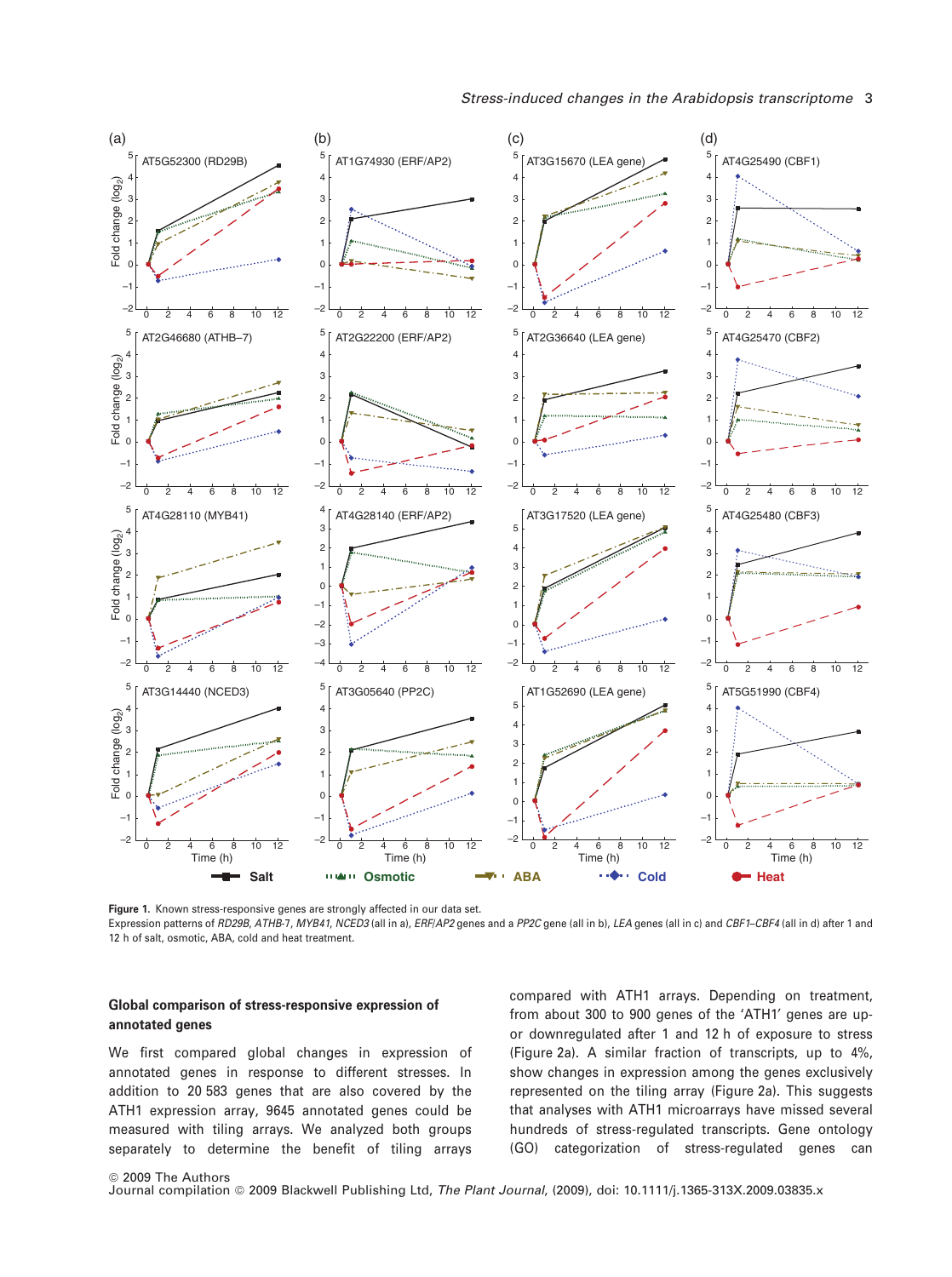Figure 1. Known stress-responsive genes are strongly affected in our data set.

Expression patterns of *RD29B*, *ATHB-7*, *MYB41*, *NCED3* (all in a), *ERF*/*AP2* genes and a *PP2C* gene (all in b), *LEA* genes (all in c) and *CBF1–CBF4* (all in d) after 1 and 12 h of salt, osmotic, ABA, cold and heat treatment.

#### Global comparison of stress-responsive expression of annotated genes

We first compared global changes in expression of annotated genes in response to different stresses. In addition to 20 583 genes that are also covered by the ATH1 expression array, 9645 annotated genes could be measured with tiling arrays. We analyzed both groups separately to determine the benefit of tiling arrays compared with ATH1 arrays. Depending on treatment, from about 300 to 900 genes of the 'ATH1' genes are up- or downregulated after 1 and 12 h of exposure to stress (Figure 2a). A similar fraction of transcripts, up to 4%, show changes in expression among the genes exclusively represented on the tiling array (Figure 2a). This suggests that analyses with ATH1 microarrays have missed several hundreds of stress-regulated transcripts. Gene ontology (GO) categorization of stress-regulated genes can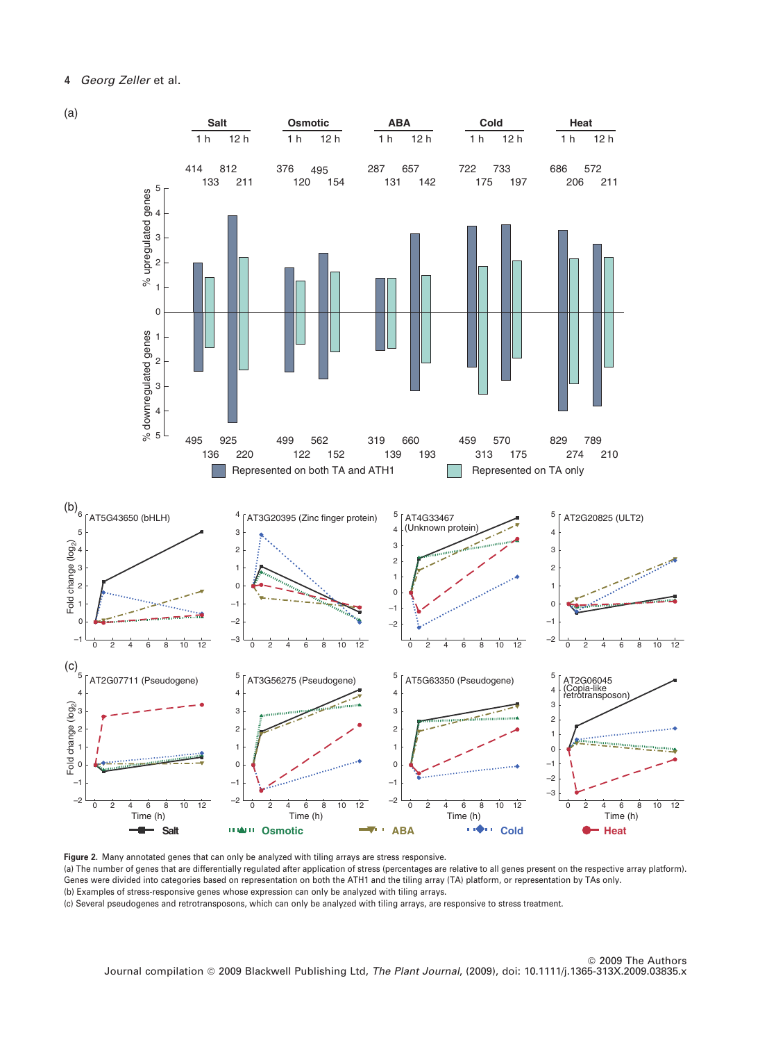**Figure 2.** Many annotated genes that can only be analyzed with tiling arrays are stress responsive.

(a) The number of genes that are differentially regulated after application of stress (percentages are relative to all genes present on the respective array platform). Genes were divided into categories based on representation on both the ATH1 and the tiling array (TA) platform, or representation by TAs only.

(b) Examples of stress-responsive genes whose expression can only be analyzed with tiling arrays.

(c) Several pseudogenes and retrotransposons, which can only be analyzed with tiling arrays, are responsive to stress treatment.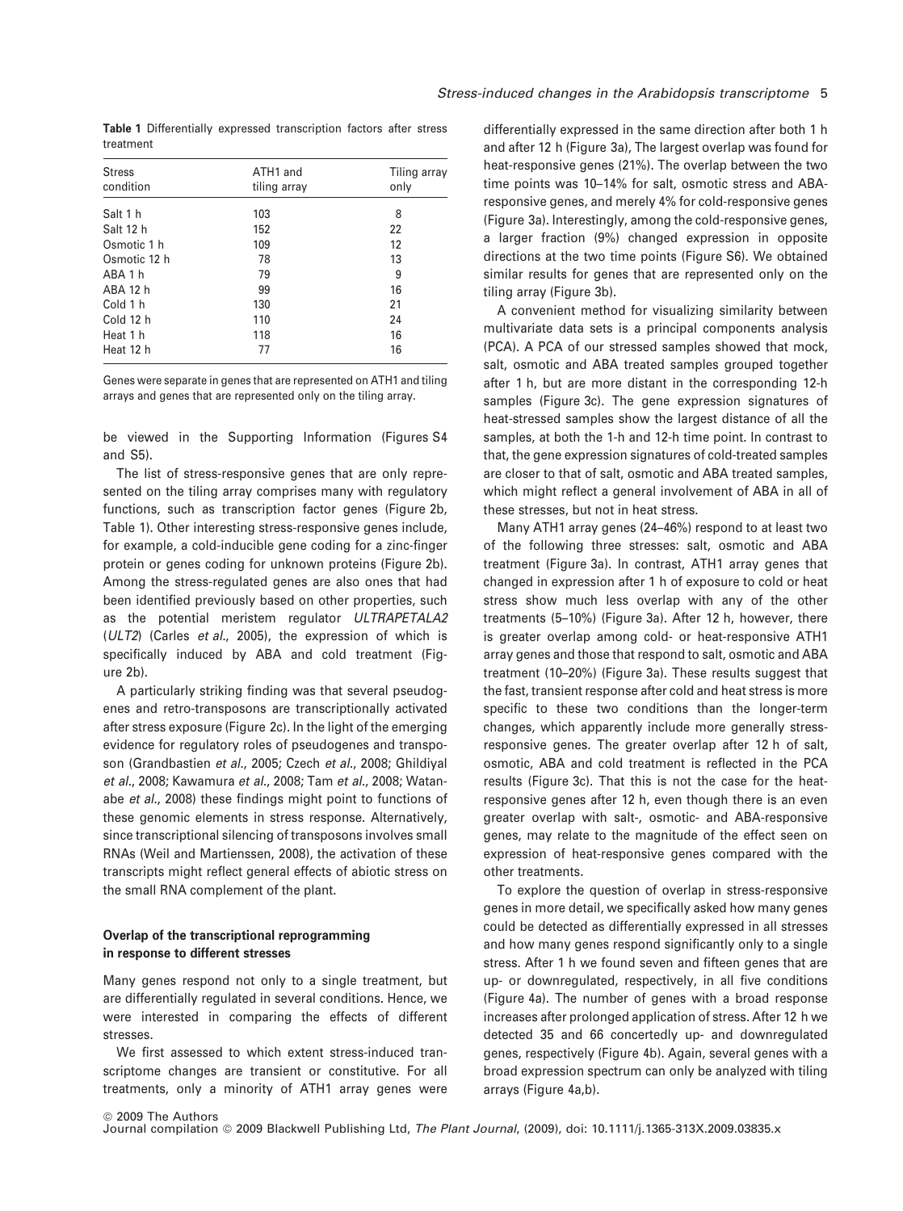**Table 1** Differentially expressed transcription factors after stress treatment

| Stress condition | ATH1 and tiling array | Tiling array only |
|---|---|---|
| Salt 1 h | 103 | 8 |
| Salt 12 h | 152 | 22 |
| Osmotic 1 h | 109 | 12 |
| Osmotic 12 h | 78 | 13 |
| ABA 1 h | 79 | 9 |
| ABA 12 h | 99 | 16 |
| Cold 1 h | 130 | 21 |
| Cold 12 h | 110 | 24 |
| Heat 1 h | 118 | 16 |
| Heat 12 h | 77 | 16 |

Genes were separate in genes that are represented on ATH1 and tiling arrays and genes that are represented only on the tiling array.

be viewed in the Supporting Information (Figures S4 and S5).

The list of stress-responsive genes that are only represented on the tiling array comprises many with regulatory functions, such as transcription factor genes (Figure 2b, Table 1). Other interesting stress-responsive genes include, for example, a cold-inducible gene coding for a zinc-finger protein or genes coding for unknown proteins (Figure 2b). Among the stress-regulated genes are also ones that had been identified previously based on other properties, such as the potential meristem regulator *ULTRAPETALA2* (*ULT2*) (Carles *et al.*, 2005), the expression of which is specifically induced by ABA and cold treatment (Figure 2b).

A particularly striking finding was that several pseudogenes and retro-transposons are transcriptionally activated after stress exposure (Figure 2c). In the light of the emerging evidence for regulatory roles of pseudogenes and transposon (Grandbastien *et al.*, 2005; Czech *et al.*, 2008; Ghildiyal *et al.*, 2008; Kawamura *et al.*, 2008; Tam *et al.*, 2008; Watanabe *et al.*, 2008) these findings might point to functions of these genomic elements in stress response. Alternatively, since transcriptional silencing of transposons involves small RNAs (Weil and Martienssen, 2008), the activation of these transcripts might reflect general effects of abiotic stress on the small RNA complement of the plant.

### Overlap of the transcriptional reprogramming in response to different stresses

Many genes respond not only to a single treatment, but are differentially regulated in several conditions. Hence, we were interested in comparing the effects of different stresses.

We first assessed to which extent stress-induced transcriptome changes are transient or constitutive. For all treatments, only a minority of ATH1 array genes were differentially expressed in the same direction after both 1 h and after 12 h (Figure 3a), The largest overlap was found for heat-responsive genes (21%). The overlap between the two time points was 10–14% for salt, osmotic stress and ABA-responsive genes, and merely 4% for cold-responsive genes (Figure 3a). Interestingly, among the cold-responsive genes, a larger fraction (9%) changed expression in opposite directions at the two time points (Figure S6). We obtained similar results for genes that are represented only on the tiling array (Figure 3b).

A convenient method for visualizing similarity between multivariate data sets is a principal components analysis (PCA). A PCA of our stressed samples showed that mock, salt, osmotic and ABA treated samples grouped together after 1 h, but are more distant in the corresponding 12-h samples (Figure 3c). The gene expression signatures of heat-stressed samples show the largest distance of all the samples, at both the 1-h and 12-h time point. In contrast to that, the gene expression signatures of cold-treated samples are closer to that of salt, osmotic and ABA treated samples, which might reflect a general involvement of ABA in all of these stresses, but not in heat stress.

Many ATH1 array genes (24–46%) respond to at least two of the following three stresses: salt, osmotic and ABA treatment (Figure 3a). In contrast, ATH1 array genes that changed in expression after 1 h of exposure to cold or heat stress show much less overlap with any of the other treatments (5–10%) (Figure 3a). After 12 h, however, there is greater overlap among cold- or heat-responsive ATH1 array genes and those that respond to salt, osmotic and ABA treatment (10–20%) (Figure 3a). These results suggest that the fast, transient response after cold and heat stress is more specific to these two conditions than the longer-term changes, which apparently include more generally stress-responsive genes. The greater overlap after 12 h of salt, osmotic, ABA and cold treatment is reflected in the PCA results (Figure 3c). That this is not the case for the heat-responsive genes after 12 h, even though there is an even greater overlap with salt-, osmotic- and ABA-responsive genes, may relate to the magnitude of the effect seen on expression of heat-responsive genes compared with the other treatments.

To explore the question of overlap in stress-responsive genes in more detail, we specifically asked how many genes could be detected as differentially expressed in all stresses and how many genes respond significantly only to a single stress. After 1 h we found seven and fifteen genes that are up- or downregulated, respectively, in all five conditions (Figure 4a). The number of genes with a broad response increases after prolonged application of stress. After 12 h we detected 35 and 66 concertedly up- and downregulated genes, respectively (Figure 4b). Again, several genes with a broad expression spectrum can only be analyzed with tiling arrays (Figure 4a,b).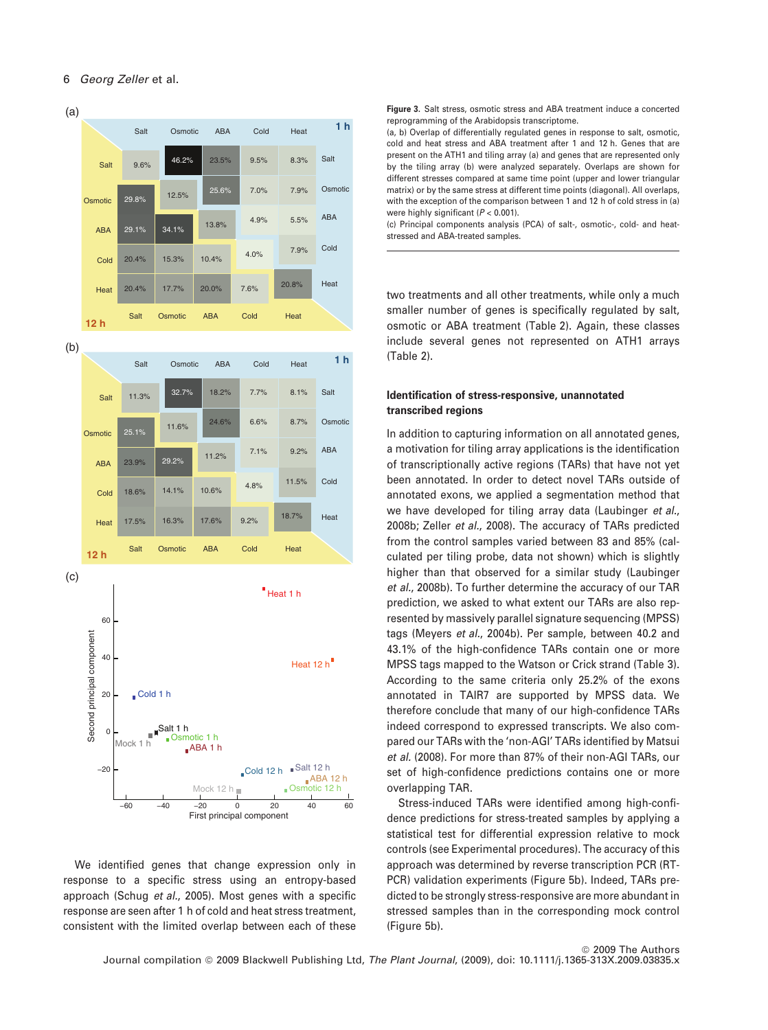**Figure 3.** Salt stress, osmotic stress and ABA treatment induce a concerted reprogramming of the Arabidopsis transcriptome.

(a, b) Overlap of differentially regulated genes in response to salt, osmotic, cold and heat stress and ABA treatment after 1 and 12 h. Genes that are present on the ATH1 and tiling array (a) and genes that are represented only by the tiling array (b) were analyzed separately. Overlaps are shown for different stresses compared at same time point (upper and lower triangular matrix) or by the same stress at different time points (diagonal). All overlaps, with the exception of the comparison between 1 and 12 h of cold stress in (a) were highly significant ($P < 0.001$).

(c) Principal components analysis (PCA) of salt-, osmotic-, cold- and heat-stressed and ABA-treated samples.

We identified genes that change expression only in response to a specific stress using an entropy-based approach (Schug *et al.*, 2005). Most genes with a specific response are seen after 1 h of cold and heat stress treatment, consistent with the limited overlap between each of these two treatments and all other treatments, while only a much smaller number of genes is specifically regulated by salt, osmotic or ABA treatment (Table 2). Again, these classes include several genes not represented on ATH1 arrays (Table 2).

### Identification of stress-responsive, unannotated transcribed regions

In addition to capturing information on all annotated genes, a motivation for tiling array applications is the identification of transcriptionally active regions (TARs) that have not yet been annotated. In order to detect novel TARs outside of annotated exons, we applied a segmentation method that we have developed for tiling array data (Laubinger *et al.*, 2008b; Zeller *et al.*, 2008). The accuracy of TARs predicted from the control samples varied between 83 and 85% (calculated per tiling probe, data not shown) which is slightly higher than that observed for a similar study (Laubinger *et al.*, 2008b). To further determine the accuracy of our TAR prediction, we asked to what extent our TARs are also represented by massively parallel signature sequencing (MPSS) tags (Meyers *et al.*, 2004b). Per sample, between 40.2 and 43.1% of the high-confidence TARs contain one or more MPSS tags mapped to the Watson or Crick strand (Table 3). According to the same criteria only 25.2% of the exons annotated in TAIR7 are supported by MPSS data. We therefore conclude that many of our high-confidence TARs indeed correspond to expressed transcripts. We also compared our TARs with the 'non-AGI' TARs identified by Matsui *et al.* (2008). For more than 87% of their non-AGI TARs, our set of high-confidence predictions contains one or more overlapping TAR.

Stress-induced TARs were identified among high-confidence predictions for stress-treated samples by applying a statistical test for differential expression relative to mock controls (see Experimental procedures). The accuracy of this approach was determined by reverse transcription PCR (RT-PCR) validation experiments (Figure 5b). Indeed, TARs predicted to be strongly stress-responsive are more abundant in stressed samples than in the corresponding mock control (Figure 5b).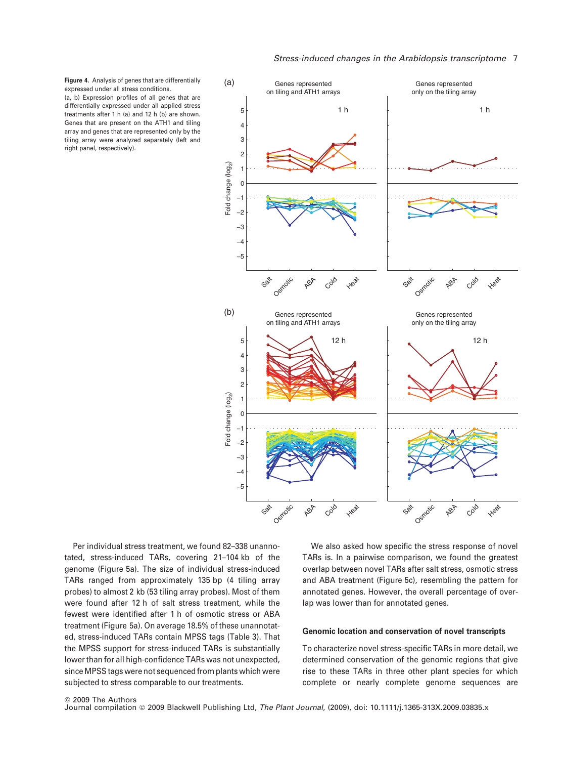**Figure 4.** Analysis of genes that are differentially expressed under all stress conditions.
(a, b) Expression profiles of all genes that are differentially expressed under all applied stress treatments after 1 h (a) and 12 h (b) are shown. Genes that are present on the ATH1 and tiling array and genes that are represented only by the tiling array were analyzed separately (left and right panel, respectively).

Per individual stress treatment, we found 82–338 unannotated, stress-induced TARs, covering 21–104 kb of the genome (Figure 5a). The size of individual stress-induced TARs ranged from approximately 135 bp (4 tiling array probes) to almost 2 kb (53 tiling array probes). Most of them were found after 12 h of salt stress treatment, while the fewest were identified after 1 h of osmotic stress or ABA treatment (Figure 5a). On average 18.5% of these unannotated, stress-induced TARs contain MPSS tags (Table 3). That the MPSS support for stress-induced TARs is substantially lower than for all high-confidence TARs was not unexpected, since MPSS tags were not sequenced from plants which were subjected to stress comparable to our treatments.

We also asked how specific the stress response of novel TARs is. In a pairwise comparison, we found the greatest overlap between novel TARs after salt stress, osmotic stress and ABA treatment (Figure 5c), resembling the pattern for annotated genes. However, the overall percentage of overlap was lower than for annotated genes.

## Genomic location and conservation of novel transcripts

To characterize novel stress-specific TARs in more detail, we determined conservation of the genomic regions that give rise to these TARs in three other plant species for which complete or nearly complete genome sequences are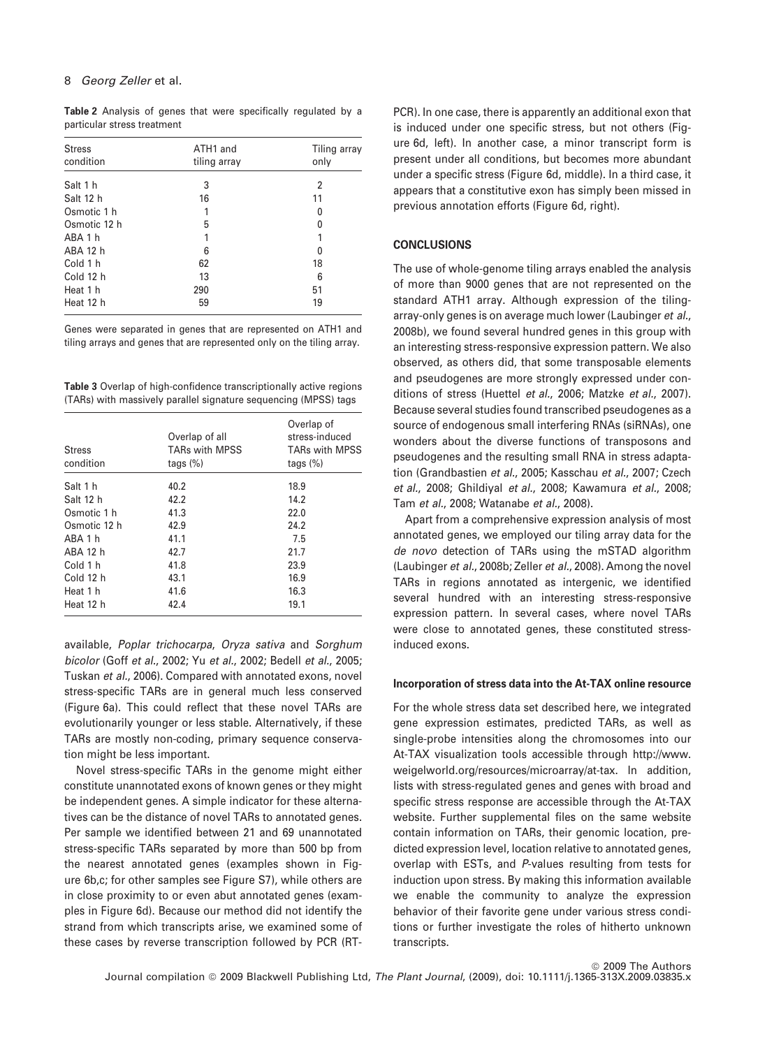**Table 2** Analysis of genes that were specifically regulated by a particular stress treatment

| Stress condition | ATH1 and tiling array | Tiling array only |
|---|---|---|
| Salt 1 h | 3 | 2 |
| Salt 12 h | 16 | 11 |
| Osmotic 1 h | 1 | 0 |
| Osmotic 12 h | 5 | 0 |
| ABA 1 h | 1 | 1 |
| ABA 12 h | 6 | 0 |
| Cold 1 h | 62 | 18 |
| Cold 12 h | 13 | 6 |
| Heat 1 h | 290 | 51 |
| Heat 12 h | 59 | 19 |

Genes were separated in genes that are represented on ATH1 and tiling arrays and genes that are represented only on the tiling array.

**Table 3** Overlap of high-confidence transcriptionally active regions (TARs) with massively parallel signature sequencing (MPSS) tags

| Stress condition | Overlap of all TARs with MPSS tags (%) | Overlap of stress-induced TARs with MPSS tags (%) |
|---|---|---|
| Salt 1 h | 40.2 | 18.9 |
| Salt 12 h | 42.2 | 14.2 |
| Osmotic 1 h | 41.3 | 22.0 |
| Osmotic 12 h | 42.9 | 24.2 |
| ABA 1 h | 41.1 | 7.5 |
| ABA 12 h | 42.7 | 21.7 |
| Cold 1 h | 41.8 | 23.9 |
| Cold 12 h | 43.1 | 16.9 |
| Heat 1 h | 41.6 | 16.3 |
| Heat 12 h | 42.4 | 19.1 |

available, *Poplar trichocarpa*, *Oryza sativa* and *Sorghum bicolor* (Goff *et al.*, 2002; Yu *et al.*, 2002; Bedell *et al.*, 2005; Tuskan *et al.*, 2006). Compared with annotated exons, novel stress-specific TARs are in general much less conserved (Figure 6a). This could reflect that these novel TARs are evolutionarily younger or less stable. Alternatively, if these TARs are mostly non-coding, primary sequence conservation might be less important.

Novel stress-specific TARs in the genome might either constitute unannotated exons of known genes or they might be independent genes. A simple indicator for these alternatives can be the distance of novel TARs to annotated genes. Per sample we identified between 21 and 69 unannotated stress-specific TARs separated by more than 500 bp from the nearest annotated genes (examples shown in Figure 6b,c; for other samples see Figure S7), while others are in close proximity to or even abut annotated genes (examples in Figure 6d). Because our method did not identify the strand from which transcripts arise, we examined some of these cases by reverse transcription followed by PCR (RT-PCR). In one case, there is apparently an additional exon that is induced under one specific stress, but not others (Figure 6d, left). In another case, a minor transcript form is present under all conditions, but becomes more abundant under a specific stress (Figure 6d, middle). In a third case, it appears that a constitutive exon has simply been missed in previous annotation efforts (Figure 6d, right).

## CONCLUSIONS

The use of whole-genome tiling arrays enabled the analysis of more than 9000 genes that are not represented on the standard ATH1 array. Although expression of the tiling-array-only genes is on average much lower (Laubinger *et al.*, 2008b), we found several hundred genes in this group with an interesting stress-responsive expression pattern. We also observed, as others did, that some transposable elements and pseudogenes are more strongly expressed under conditions of stress (Huettel *et al.*, 2006; Matzke *et al.*, 2007). Because several studies found transcribed pseudogenes as a source of endogenous small interfering RNAs (siRNAs), one wonders about the diverse functions of transposons and pseudogenes and the resulting small RNA in stress adaptation (Grandbastien *et al.*, 2005; Kasschau *et al.*, 2007; Czech *et al.*, 2008; Ghildiyal *et al.*, 2008; Kawamura *et al.*, 2008; Tam *et al.*, 2008; Watanabe *et al.*, 2008).

Apart from a comprehensive expression analysis of most annotated genes, we employed our tiling array data for the *de novo* detection of TARs using the mSTAD algorithm (Laubinger *et al.*, 2008b; Zeller *et al.*, 2008). Among the novel TARs in regions annotated as intergenic, we identified several hundred with an interesting stress-responsive expression pattern. In several cases, where novel TARs were close to annotated genes, these constituted stress-induced exons.

### Incorporation of stress data into the At-TAX online resource

For the whole stress data set described here, we integrated gene expression estimates, predicted TARs, as well as single-probe intensities along the chromosomes into our At-TAX visualization tools accessible through http://www.weigelworld.org/resources/microarray/at-tax. In addition, lists with stress-regulated genes and genes with broad and specific stress response are accessible through the At-TAX website. Further supplemental files on the same website contain information on TARs, their genomic location, predicted expression level, location relative to annotated genes, overlap with ESTs, and *P*-values resulting from tests for induction upon stress. By making this information available we enable the community to analyze the expression behavior of their favorite gene under various stress conditions or further investigate the roles of hitherto unknown transcripts.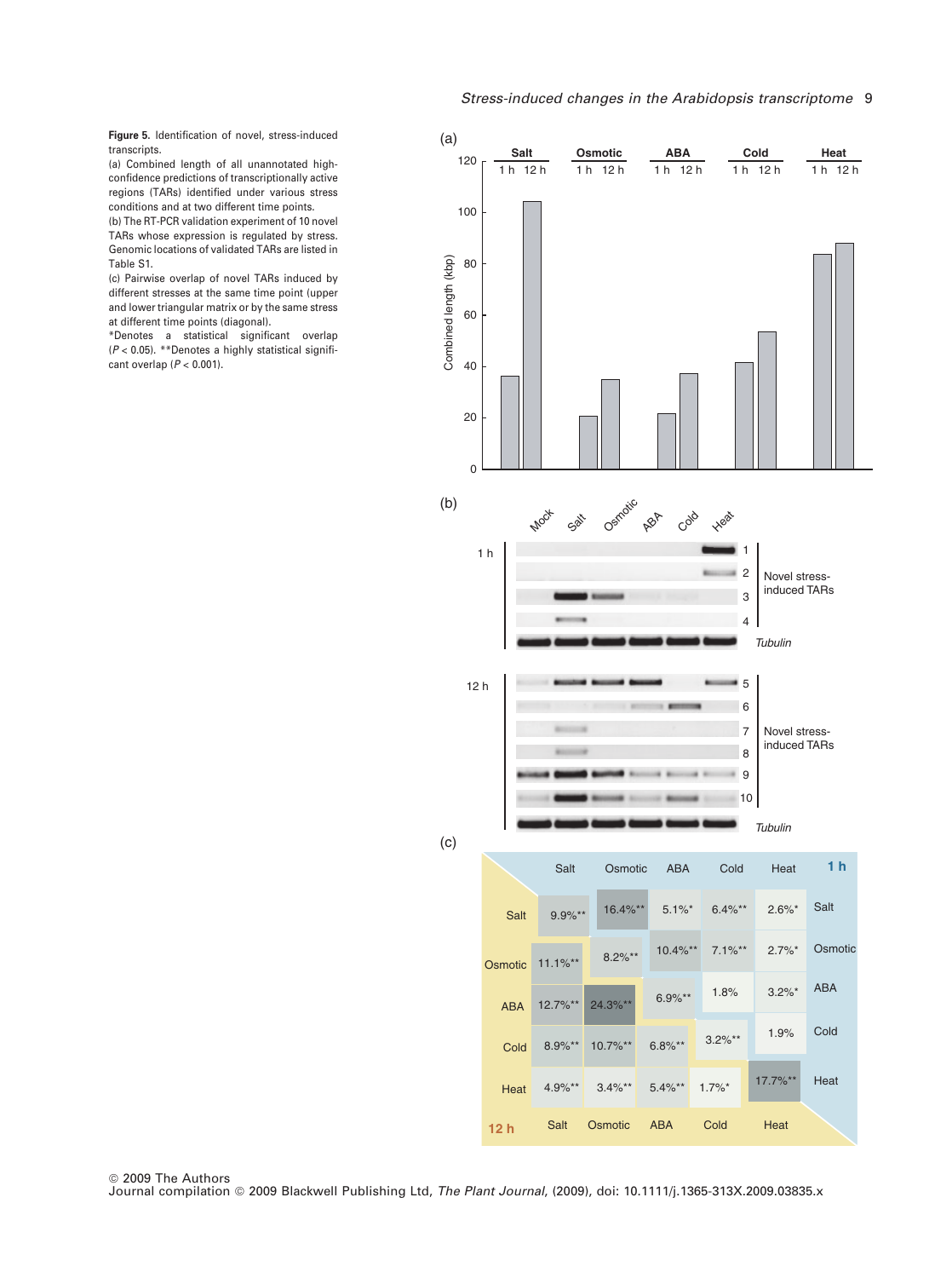**Figure 5.** Identification of novel, stress-induced transcripts.
(a) Combined length of all unannotated high-confidence predictions of transcriptionally active regions (TARs) identified under various stress conditions and at two different time points.
(b) The RT-PCR validation experiment of 10 novel TARs whose expression is regulated by stress. Genomic locations of validated TARs are listed in Table S1.
(c) Pairwise overlap of novel TARs induced by different stresses at the same time point (upper and lower triangular matrix or by the same stress at different time points (diagonal).
*Denotes a statistical significant overlap ($P < 0.05$). **Denotes a highly statistical significant overlap ($P < 0.001$).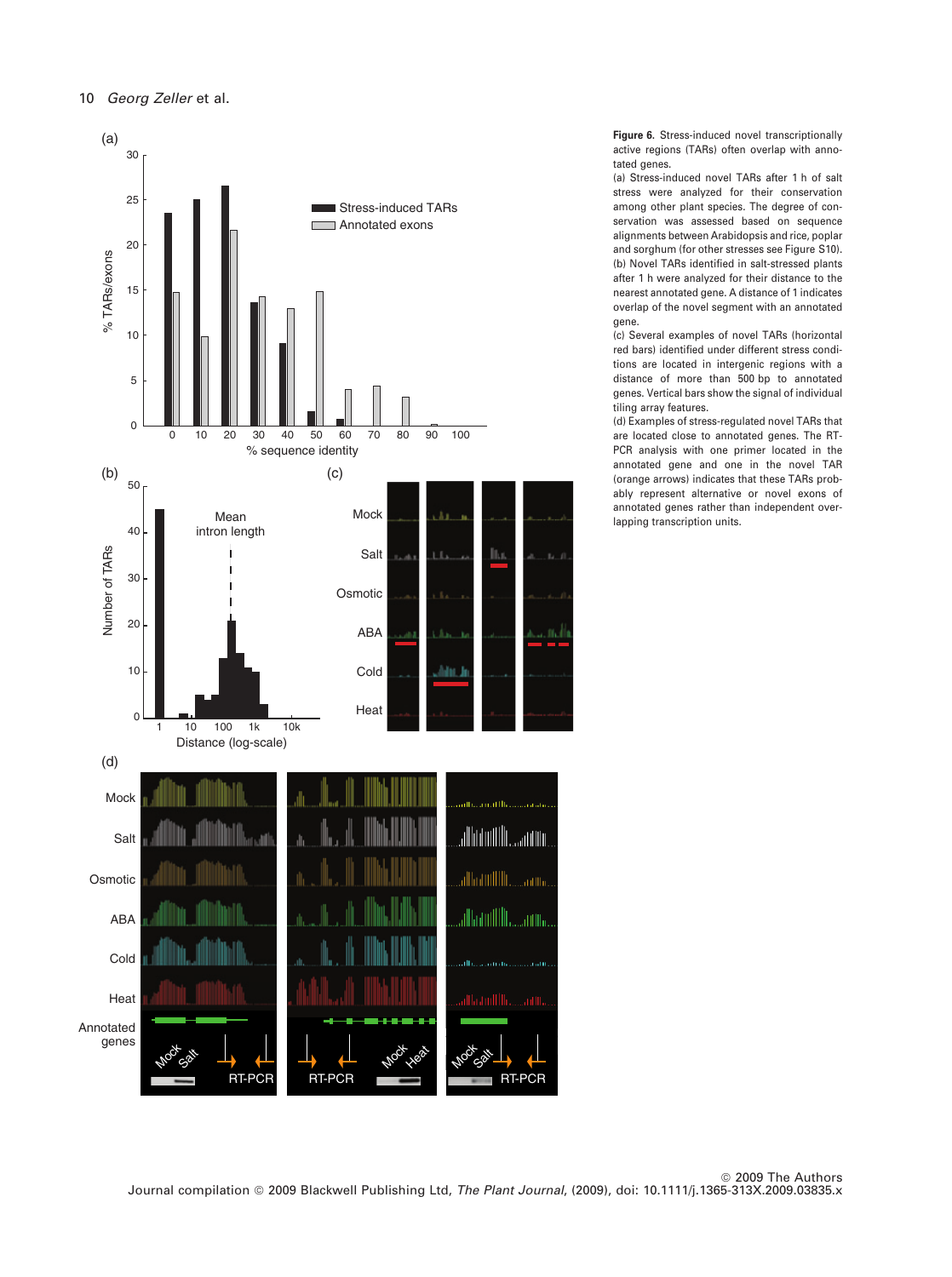**Figure 6.** Stress-induced novel transcriptionally active regions (TARs) often overlap with annotated genes.

(a) Stress-induced novel TARs after 1 h of salt stress were analyzed for their conservation among other plant species. The degree of conservation was assessed based on sequence alignments between Arabidopsis and rice, poplar and sorghum (for other stresses see Figure S10).

(b) Novel TARs identified in salt-stressed plants after 1 h were analyzed for their distance to the nearest annotated gene. A distance of 1 indicates overlap of the novel segment with an annotated gene.

(c) Several examples of novel TARs (horizontal red bars) identified under different stress conditions are located in intergenic regions with a distance of more than 500 bp to annotated genes. Vertical bars show the signal of individual tiling array features.

(d) Examples of stress-regulated novel TARs that are located close to annotated genes. The RT-PCR analysis with one primer located in the annotated gene and one in the novel TAR (orange arrows) indicates that these TARs probably represent alternative or novel exons of annotated genes rather than independent overlapping transcription units.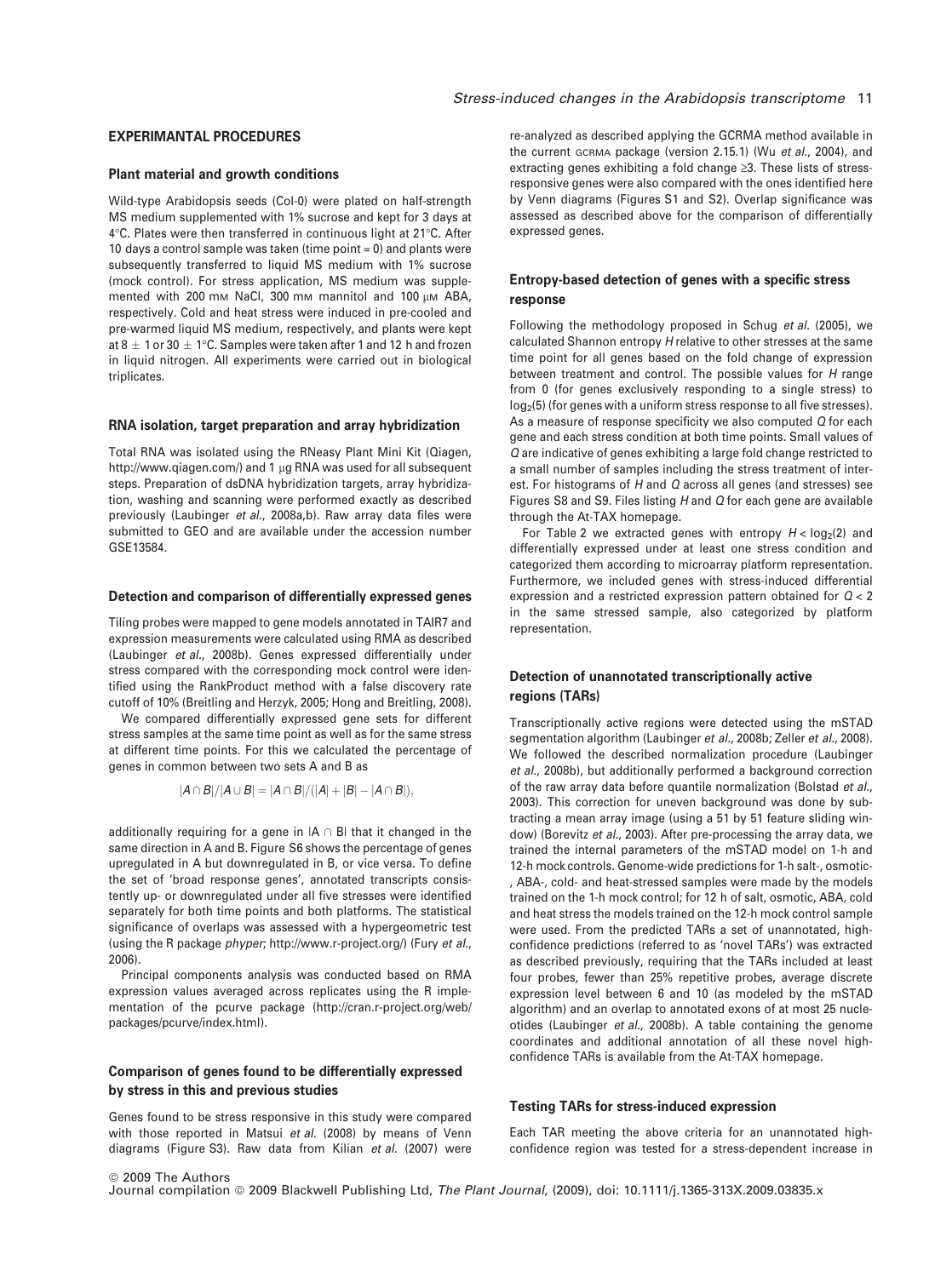## EXPERIMANTAL PROCEDURES

### Plant material and growth conditions

Wild-type Arabidopsis seeds (Col-0) were plated on half-strength MS medium supplemented with 1% sucrose and kept for 3 days at 4°C. Plates were then transferred in continuous light at 21°C. After 10 days a control sample was taken (time point = 0) and plants were subsequently transferred to liquid MS medium with 1% sucrose (mock control). For stress application, MS medium was supplemented with 200 mM NaCl, 300 mM mannitol and 100 μM ABA, respectively. Cold and heat stress were induced in pre-cooled and pre-warmed liquid MS medium, respectively, and plants were kept at 8 ± 1 or 30 ± 1°C. Samples were taken after 1 and 12 h and frozen in liquid nitrogen. All experiments were carried out in biological triplicates.

### RNA isolation, target preparation and array hybridization

Total RNA was isolated using the RNeasy Plant Mini Kit (Qiagen, http://www.qiagen.com/) and 1 μg RNA was used for all subsequent steps. Preparation of dsDNA hybridization targets, array hybridization, washing and scanning were performed exactly as described previously (Laubinger *et al.*, 2008a,b). Raw array data files were submitted to GEO and are available under the accession number GSE13584.

### Detection and comparison of differentially expressed genes

Tiling probes were mapped to gene models annotated in TAIR7 and expression measurements were calculated using RMA as described (Laubinger *et al.*, 2008b). Genes expressed differentially under stress compared with the corresponding mock control were identified using the RankProduct method with a false discovery rate cutoff of 10% (Breitling and Herzyk, 2005; Hong and Breitling, 2008).

We compared differentially expressed gene sets for different stress samples at the same time point as well as for the same stress at different time points. For this we calculated the percentage of genes in common between two sets A and B as

$$|A \cap B|/|A \cup B| = |A \cap B|/(|A| + |B| - |A \cap B|),$$

additionally requiring for a gene in $|A \cap B|$ that it changed in the same direction in A and B. Figure S6 shows the percentage of genes upregulated in A but downregulated in B, or vice versa. To define the set of 'broad response genes', annotated transcripts consistently up- or downregulated under all five stresses were identified separately for both time points and both platforms. The statistical significance of overlaps was assessed with a hypergeometric test (using the R package *phyper*; http://www.r-project.org/) (Fury *et al.*, 2006).

Principal components analysis was conducted based on RMA expression values averaged across replicates using the R implementation of the pcurve package (http://cran.r-project.org/web/packages/pcurve/index.html).

### Comparison of genes found to be differentially expressed by stress in this and previous studies

Genes found to be stress responsive in this study were compared with those reported in Matsui *et al.* (2008) by means of Venn diagrams (Figure S3). Raw data from Kilian *et al.* (2007) were re-analyzed as described applying the GCRMA method available in the current GCRMA package (version 2.15.1) (Wu *et al.*, 2004), and extracting genes exhibiting a fold change ≥3. These lists of stress-responsive genes were also compared with the ones identified here by Venn diagrams (Figures S1 and S2). Overlap significance was assessed as described above for the comparison of differentially expressed genes.

### Entropy-based detection of genes with a specific stress response

Following the methodology proposed in Schug *et al.* (2005), we calculated Shannon entropy $H$ relative to other stresses at the same time point for all genes based on the fold change of expression between treatment and control. The possible values for $H$ range from 0 (for genes exclusively responding to a single stress) to $\log_2(5)$ (for genes with a uniform stress response to all five stresses). As a measure of response specificity we also computed $Q$ for each gene and each stress condition at both time points. Small values of $Q$ are indicative of genes exhibiting a large fold change restricted to a small number of samples including the stress treatment of interest. For histograms of $H$ and $Q$ across all genes (and stresses) see Figures S8 and S9. Files listing $H$ and $Q$ for each gene are available through the At-TAX homepage.

For Table 2 we extracted genes with entropy $H < \log_2(2)$ and differentially expressed under at least one stress condition and categorized them according to microarray platform representation. Furthermore, we included genes with stress-induced differential expression and a restricted expression pattern obtained for $Q < 2$ in the same stressed sample, also categorized by platform representation.

### Detection of unannotated transcriptionally active regions (TARs)

Transcriptionally active regions were detected using the mSTAD segmentation algorithm (Laubinger *et al.*, 2008b; Zeller *et al.*, 2008). We followed the described normalization procedure (Laubinger *et al.*, 2008b), but additionally performed a background correction of the raw array data before quantile normalization (Bolstad *et al.*, 2003). This correction for uneven background was done by subtracting a mean array image (using a 51 by 51 feature sliding window) (Borevitz *et al.*, 2003). After pre-processing the array data, we trained the internal parameters of the mSTAD model on 1-h and 12-h mock controls. Genome-wide predictions for 1-h salt-, osmotic-, ABA-, cold- and heat-stressed samples were made by the models trained on the 1-h mock control; for 12 h of salt, osmotic, ABA, cold and heat stress the models trained on the 12-h mock control sample were used. From the predicted TARs a set of unannotated, high-confidence predictions (referred to as 'novel TARs') was extracted as described previously, requiring that the TARs included at least four probes, fewer than 25% repetitive probes, average discrete expression level between 6 and 10 (as modeled by the mSTAD algorithm) and an overlap to annotated exons of at most 25 nucleotides (Laubinger *et al.*, 2008b). A table containing the genome coordinates and additional annotation of all these novel high-confidence TARs is available from the At-TAX homepage.

### Testing TARs for stress-induced expression

Each TAR meeting the above criteria for an unannotated high-confidence region was tested for a stress-dependent increase in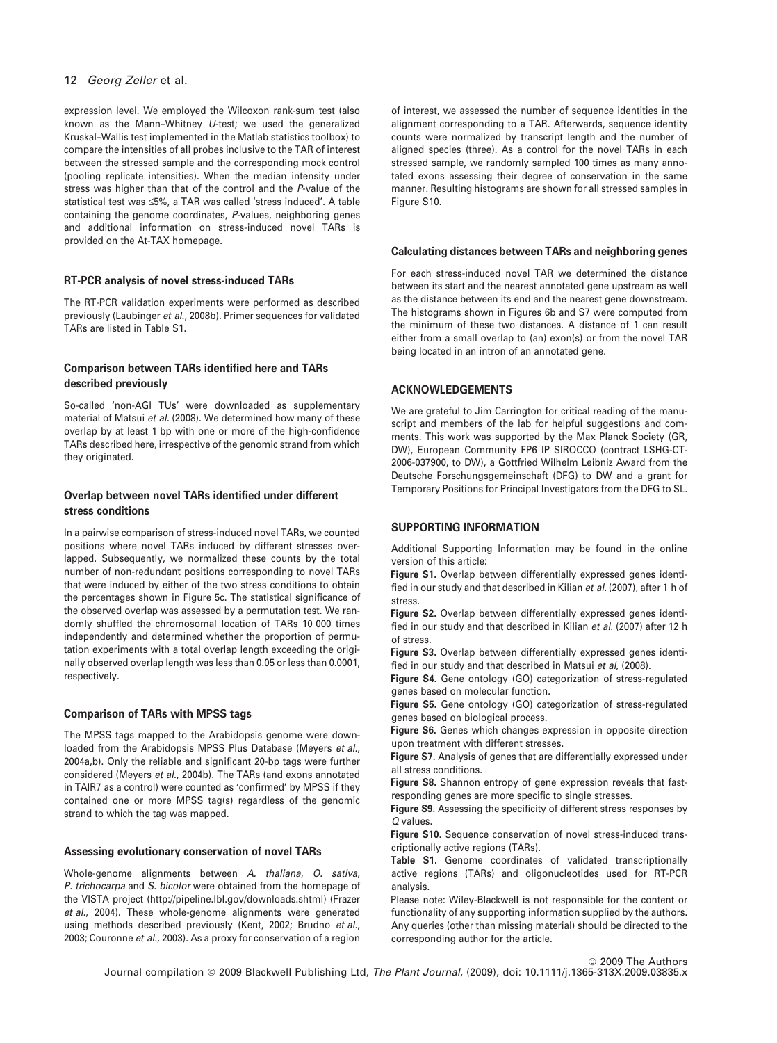expression level. We employed the Wilcoxon rank-sum test (also known as the Mann–Whitney *U*-test; we used the generalized Kruskal–Wallis test implemented in the Matlab statistics toolbox) to compare the intensities of all probes inclusive to the TAR of interest between the stressed sample and the corresponding mock control (pooling replicate intensities). When the median intensity under stress was higher than that of the control and the *P*-value of the statistical test was ≤5%, a TAR was called 'stress induced'. A table containing the genome coordinates, *P*-values, neighboring genes and additional information on stress-induced novel TARs is provided on the At-TAX homepage.

### RT-PCR analysis of novel stress-induced TARs

The RT-PCR validation experiments were performed as described previously (Laubinger *et al.*, 2008b). Primer sequences for validated TARs are listed in Table S1.

### Comparison between TARs identified here and TARs described previously

So-called 'non-AGI TUs' were downloaded as supplementary material of Matsui *et al.* (2008). We determined how many of these overlap by at least 1 bp with one or more of the high-confidence TARs described here, irrespective of the genomic strand from which they originated.

### Overlap between novel TARs identified under different stress conditions

In a pairwise comparison of stress-induced novel TARs, we counted positions where novel TARs induced by different stresses overlapped. Subsequently, we normalized these counts by the total number of non-redundant positions corresponding to novel TARs that were induced by either of the two stress conditions to obtain the percentages shown in Figure 5c. The statistical significance of the observed overlap was assessed by a permutation test. We randomly shuffled the chromosomal location of TARs 10 000 times independently and determined whether the proportion of permutation experiments with a total overlap length exceeding the originally observed overlap length was less than 0.05 or less than 0.0001, respectively.

### Comparison of TARs with MPSS tags

The MPSS tags mapped to the Arabidopsis genome were downloaded from the Arabidopsis MPSS Plus Database (Meyers *et al.*, 2004a,b). Only the reliable and significant 20-bp tags were further considered (Meyers *et al.*, 2004b). The TARs (and exons annotated in TAIR7 as a control) were counted as 'confirmed' by MPSS if they contained one or more MPSS tag(s) regardless of the genomic strand to which the tag was mapped.

### Assessing evolutionary conservation of novel TARs

Whole-genome alignments between *A. thaliana*, *O. sativa*, *P. trichocarpa* and *S. bicolor* were obtained from the homepage of the VISTA project (http://pipeline.lbl.gov/downloads.shtml) (Frazer *et al.*, 2004). These whole-genome alignments were generated using methods described previously (Kent, 2002; Brudno *et al.*, 2003; Couronne *et al.*, 2003). As a proxy for conservation of a region of interest, we assessed the number of sequence identities in the alignment corresponding to a TAR. Afterwards, sequence identity counts were normalized by transcript length and the number of aligned species (three). As a control for the novel TARs in each stressed sample, we randomly sampled 100 times as many annotated exons assessing their degree of conservation in the same manner. Resulting histograms are shown for all stressed samples in Figure S10.

### Calculating distances between TARs and neighboring genes

For each stress-induced novel TAR we determined the distance between its start and the nearest annotated gene upstream as well as the distance between its end and the nearest gene downstream. The histograms shown in Figures 6b and S7 were computed from the minimum of these two distances. A distance of 1 can result either from a small overlap to (an) exon(s) or from the novel TAR being located in an intron of an annotated gene.

## ACKNOWLEDGEMENTS

We are grateful to Jim Carrington for critical reading of the manuscript and members of the lab for helpful suggestions and comments. This work was supported by the Max Planck Society (GR, DW), European Community FP6 IP SIROCCO (contract LSHG-CT-2006-037900, to DW), a Gottfried Wilhelm Leibniz Award from the Deutsche Forschungsgemeinschaft (DFG) to DW and a grant for Temporary Positions for Principal Investigators from the DFG to SL.

## SUPPORTING INFORMATION

Additional Supporting Information may be found in the online version of this article:

**Figure S1.** Overlap between differentially expressed genes identified in our study and that described in Kilian *et al.* (2007), after 1 h of stress.

**Figure S2.** Overlap between differentially expressed genes identified in our study and that described in Kilian *et al.* (2007) after 12 h of stress.

**Figure S3.** Overlap between differentially expressed genes identified in our study and that described in Matsui *et al*, (2008).

**Figure S4.** Gene ontology (GO) categorization of stress-regulated genes based on molecular function.

**Figure S5.** Gene ontology (GO) categorization of stress-regulated genes based on biological process.

**Figure S6.** Genes which changes expression in opposite direction upon treatment with different stresses.

**Figure S7.** Analysis of genes that are differentially expressed under all stress conditions.

**Figure S8.** Shannon entropy of gene expression reveals that fast-responding genes are more specific to single stresses.

**Figure S9.** Assessing the specificity of different stress responses by *Q* values.

**Figure S10**. Sequence conservation of novel stress-induced transcriptionally active regions (TARs).

**Table S1.** Genome coordinates of validated transcriptionally active regions (TARs) and oligonucleotides used for RT-PCR analysis.

Please note: Wiley-Blackwell is not responsible for the content or functionality of any supporting information supplied by the authors. Any queries (other than missing material) should be directed to the corresponding author for the article.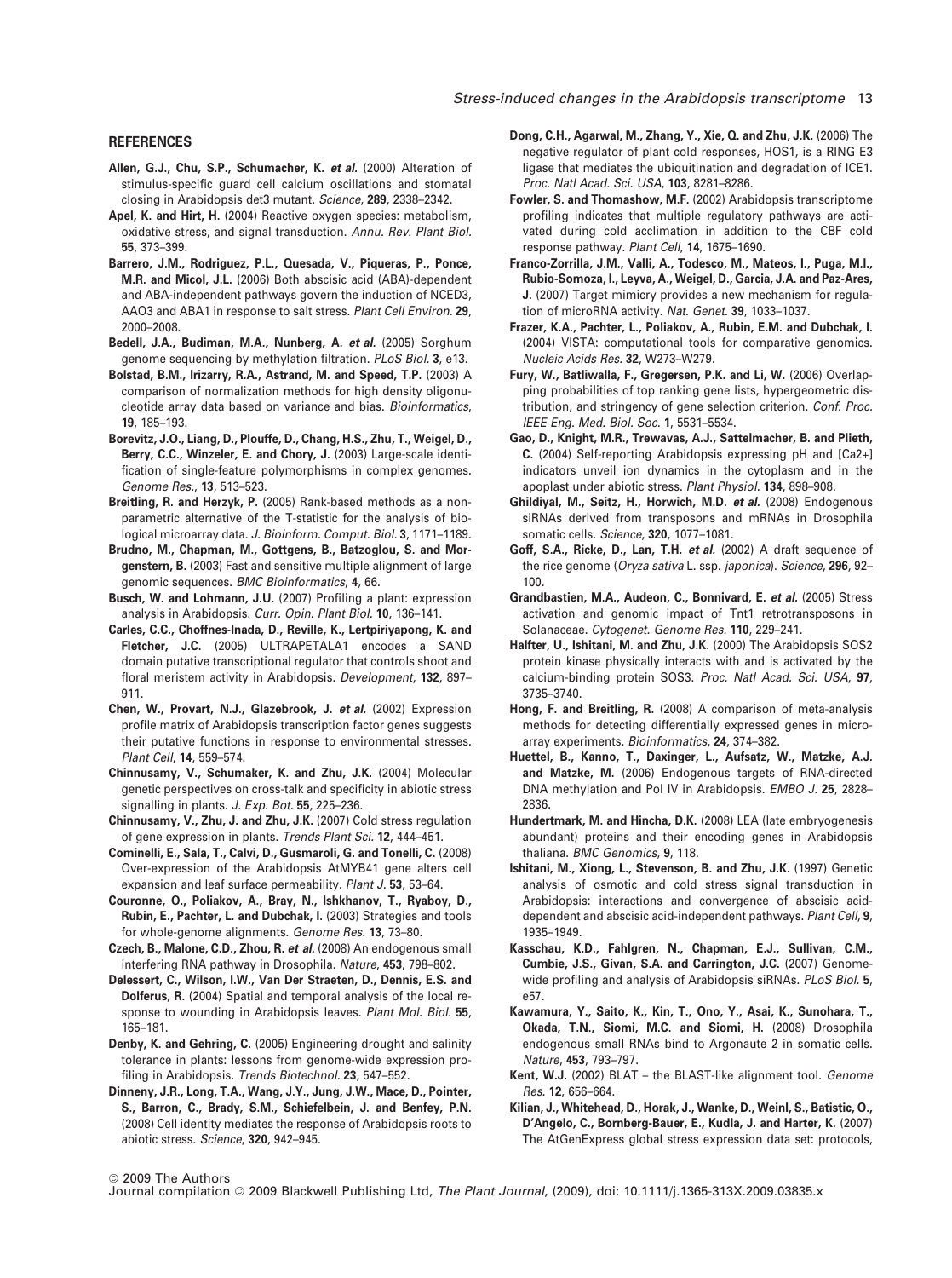## REFERENCES

**Allen, G.J., Chu, S.P., Schumacher, K. *et al.*** (2000) Alteration of stimulus-specific guard cell calcium oscillations and stomatal closing in Arabidopsis det3 mutant. *Science*, **289**, 2338–2342.

**Apel, K. and Hirt, H.** (2004) Reactive oxygen species: metabolism, oxidative stress, and signal transduction. *Annu. Rev. Plant Biol.* **55**, 373–399.

**Barrero, J.M., Rodriguez, P.L., Quesada, V., Piqueras, P., Ponce, M.R. and Micol, J.L.** (2006) Both abscisic acid (ABA)-dependent and ABA-independent pathways govern the induction of NCED3, AAO3 and ABA1 in response to salt stress. *Plant Cell Environ.* **29**, 2000–2008.

**Bedell, J.A., Budiman, M.A., Nunberg, A. *et al.*** (2005) Sorghum genome sequencing by methylation filtration. *PLoS Biol.* **3**, e13.

**Bolstad, B.M., Irizarry, R.A., Astrand, M. and Speed, T.P.** (2003) A comparison of normalization methods for high density oligonucleotide array data based on variance and bias. *Bioinformatics*, **19**, 185–193.

**Borevitz, J.O., Liang, D., Plouffe, D., Chang, H.S., Zhu, T., Weigel, D., Berry, C.C., Winzeler, E. and Chory, J.** (2003) Large-scale identification of single-feature polymorphisms in complex genomes. *Genome Res.*, **13**, 513–523.

**Breitling, R. and Herzyk, P.** (2005) Rank-based methods as a non-parametric alternative of the T-statistic for the analysis of biological microarray data. *J. Bioinform. Comput. Biol.* **3**, 1171–1189.

**Brudno, M., Chapman, M., Gottgens, B., Batzoglou, S. and Morgenstern, B.** (2003) Fast and sensitive multiple alignment of large genomic sequences. *BMC Bioinformatics*, **4**, 66.

**Busch, W. and Lohmann, J.U.** (2007) Profiling a plant: expression analysis in Arabidopsis. *Curr. Opin. Plant Biol.* **10**, 136–141.

**Carles, C.C., Choffnes-Inada, D., Reville, K., Lertpiriyapong, K. and Fletcher, J.C.** (2005) ULTRAPETALA1 encodes a SAND domain putative transcriptional regulator that controls shoot and floral meristem activity in Arabidopsis. *Development*, **132**, 897–911.

**Chen, W., Provart, N.J., Glazebrook, J. *et al.*** (2002) Expression profile matrix of Arabidopsis transcription factor genes suggests their putative functions in response to environmental stresses. *Plant Cell*, **14**, 559–574.

**Chinnusamy, V., Schumaker, K. and Zhu, J.K.** (2004) Molecular genetic perspectives on cross-talk and specificity in abiotic stress signalling in plants. *J. Exp. Bot.* **55**, 225–236.

**Chinnusamy, V., Zhu, J. and Zhu, J.K.** (2007) Cold stress regulation of gene expression in plants. *Trends Plant Sci.* **12**, 444–451.

**Cominelli, E., Sala, T., Calvi, D., Gusmaroli, G. and Tonelli, C.** (2008) Over-expression of the Arabidopsis AtMYB41 gene alters cell expansion and leaf surface permeability. *Plant J.* **53**, 53–64.

**Couronne, O., Poliakov, A., Bray, N., Ishkhanov, T., Ryaboy, D., Rubin, E., Pachter, L. and Dubchak, I.** (2003) Strategies and tools for whole-genome alignments. *Genome Res.* **13**, 73–80.

**Czech, B., Malone, C.D., Zhou, R. *et al.*** (2008) An endogenous small interfering RNA pathway in Drosophila. *Nature*, **453**, 798–802.

**Delessert, C., Wilson, I.W., Van Der Straeten, D., Dennis, E.S. and Dolferus, R.** (2004) Spatial and temporal analysis of the local response to wounding in Arabidopsis leaves. *Plant Mol. Biol.* **55**, 165–181.

**Denby, K. and Gehring, C.** (2005) Engineering drought and salinity tolerance in plants: lessons from genome-wide expression profiling in Arabidopsis. *Trends Biotechnol.* **23**, 547–552.

**Dinneny, J.R., Long, T.A., Wang, J.Y., Jung, J.W., Mace, D., Pointer, S., Barron, C., Brady, S.M., Schiefelbein, J. and Benfey, P.N.** (2008) Cell identity mediates the response of Arabidopsis roots to abiotic stress. *Science*, **320**, 942–945.

**Dong, C.H., Agarwal, M., Zhang, Y., Xie, Q. and Zhu, J.K.** (2006) The negative regulator of plant cold responses, HOS1, is a RING E3 ligase that mediates the ubiquitination and degradation of ICE1. *Proc. Natl Acad. Sci. USA*, **103**, 8281–8286.

**Fowler, S. and Thomashow, M.F.** (2002) Arabidopsis transcriptome profiling indicates that multiple regulatory pathways are activated during cold acclimation in addition to the CBF cold response pathway. *Plant Cell*, **14**, 1675–1690.

**Franco-Zorrilla, J.M., Valli, A., Todesco, M., Mateos, I., Puga, M.I., Rubio-Somoza, I., Leyva, A., Weigel, D., Garcia, J.A. and Paz-Ares, J.** (2007) Target mimicry provides a new mechanism for regulation of microRNA activity. *Nat. Genet.* **39**, 1033–1037.

**Frazer, K.A., Pachter, L., Poliakov, A., Rubin, E.M. and Dubchak, I.** (2004) VISTA: computational tools for comparative genomics. *Nucleic Acids Res.* **32**, W273–W279.

**Fury, W., Batliwalla, F., Gregersen, P.K. and Li, W.** (2006) Overlapping probabilities of top ranking gene lists, hypergeometric distribution, and stringency of gene selection criterion. *Conf. Proc. IEEE Eng. Med. Biol. Soc.* **1**, 5531–5534.

**Gao, D., Knight, M.R., Trewavas, A.J., Sattelmacher, B. and Plieth, C.** (2004) Self-reporting Arabidopsis expressing pH and [Ca2+] indicators unveil ion dynamics in the cytoplasm and in the apoplast under abiotic stress. *Plant Physiol.* **134**, 898–908.

**Ghildiyal, M., Seitz, H., Horwich, M.D. *et al.*** (2008) Endogenous siRNAs derived from transposons and mRNAs in Drosophila somatic cells. *Science*, **320**, 1077–1081.

**Goff, S.A., Ricke, D., Lan, T.H. *et al.*** (2002) A draft sequence of the rice genome (*Oryza sativa* L. ssp. *japonica*). *Science*, **296**, 92–100.

**Grandbastien, M.A., Audeon, C., Bonnivard, E. *et al.*** (2005) Stress activation and genomic impact of Tnt1 retrotransposons in Solanaceae. *Cytogenet. Genome Res.* **110**, 229–241.

**Halfter, U., Ishitani, M. and Zhu, J.K.** (2000) The Arabidopsis SOS2 protein kinase physically interacts with and is activated by the calcium-binding protein SOS3. *Proc. Natl Acad. Sci. USA*, **97**, 3735–3740.

**Hong, F. and Breitling, R.** (2008) A comparison of meta-analysis methods for detecting differentially expressed genes in microarray experiments. *Bioinformatics*, **24**, 374–382.

**Huettel, B., Kanno, T., Daxinger, L., Aufsatz, W., Matzke, A.J. and Matzke, M.** (2006) Endogenous targets of RNA-directed DNA methylation and Pol IV in Arabidopsis. *EMBO J.* **25**, 2828–2836.

**Hundertmark, M. and Hincha, D.K.** (2008) LEA (late embryogenesis abundant) proteins and their encoding genes in Arabidopsis thaliana. *BMC Genomics*, **9**, 118.

**Ishitani, M., Xiong, L., Stevenson, B. and Zhu, J.K.** (1997) Genetic analysis of osmotic and cold stress signal transduction in Arabidopsis: interactions and convergence of abscisic acid-dependent and abscisic acid-independent pathways. *Plant Cell*, **9**, 1935–1949.

**Kasschau, K.D., Fahlgren, N., Chapman, E.J., Sullivan, C.M., Cumbie, J.S., Givan, S.A. and Carrington, J.C.** (2007) Genome-wide profiling and analysis of Arabidopsis siRNAs. *PLoS Biol.* **5**, e57.

**Kawamura, Y., Saito, K., Kin, T., Ono, Y., Asai, K., Sunohara, T., Okada, T.N., Siomi, M.C. and Siomi, H.** (2008) Drosophila endogenous small RNAs bind to Argonaute 2 in somatic cells. *Nature*, **453**, 793–797.

**Kent, W.J.** (2002) BLAT – the BLAST-like alignment tool. *Genome Res.* **12**, 656–664.

**Kilian, J., Whitehead, D., Horak, J., Wanke, D., Weinl, S., Batistic, O., D'Angelo, C., Bornberg-Bauer, E., Kudla, J. and Harter, K.** (2007) The AtGenExpress global stress expression data set: protocols,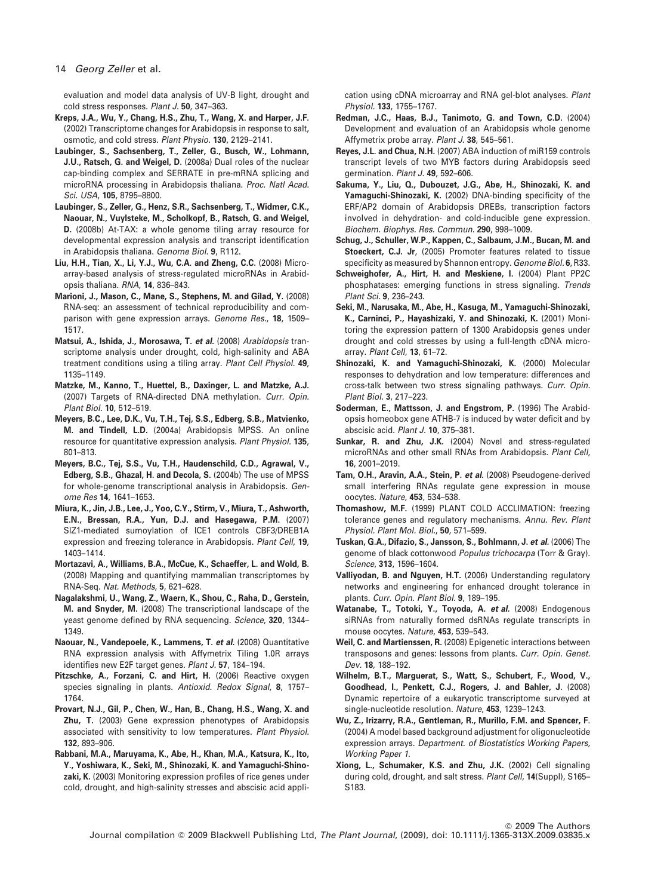evaluation and model data analysis of UV-B light, drought and cold stress responses. *Plant J.* **50**, 347–363.

**Kreps, J.A., Wu, Y., Chang, H.S., Zhu, T., Wang, X. and Harper, J.F.** (2002) Transcriptome changes for Arabidopsis in response to salt, osmotic, and cold stress. *Plant Physio.* **130**, 2129–2141.

**Laubinger, S., Sachsenberg, T., Zeller, G., Busch, W., Lohmann, J.U., Ratsch, G. and Weigel, D.** (2008a) Dual roles of the nuclear cap-binding complex and SERRATE in pre-mRNA splicing and microRNA processing in Arabidopsis thaliana. *Proc. Natl Acad. Sci. USA*, **105**, 8795–8800.

**Laubinger, S., Zeller, G., Henz, S.R., Sachsenberg, T., Widmer, C.K., Naouar, N., Vuylsteke, M., Scholkopf, B., Ratsch, G. and Weigel, D.** (2008b) At-TAX: a whole genome tiling array resource for developmental expression analysis and transcript identification in Arabidopsis thaliana. *Genome Biol.* **9**, R112.

**Liu, H.H., Tian, X., Li, Y.J., Wu, C.A. and Zheng, C.C.** (2008) Microarray-based analysis of stress-regulated microRNAs in Arabidopsis thaliana. *RNA*, **14**, 836–843.

**Marioni, J., Mason, C., Mane, S., Stephens, M. and Gilad, Y.** (2008) RNA-seq: an assessment of technical reproducibility and comparison with gene expression arrays. *Genome Res.*, **18**, 1509–1517.

**Matsui, A., Ishida, J., Morosawa, T. *et al.*** (2008) *Arabidopsis* transcriptome analysis under drought, cold, high-salinity and ABA treatment conditions using a tiling array. *Plant Cell Physiol.* **49**, 1135–1149.

**Matzke, M., Kanno, T., Huettel, B., Daxinger, L. and Matzke, A.J.** (2007) Targets of RNA-directed DNA methylation. *Curr. Opin. Plant Biol.* **10**, 512–519.

**Meyers, B.C., Lee, D.K., Vu, T.H., Tej, S.S., Edberg, S.B., Matvienko, M. and Tindell, L.D.** (2004a) Arabidopsis MPSS. An online resource for quantitative expression analysis. *Plant Physiol.* **135**, 801–813.

**Meyers, B.C., Tej, S.S., Vu, T.H., Haudenschild, C.D., Agrawal, V., Edberg, S.B., Ghazal, H. and Decola, S.** (2004b) The use of MPSS for whole-genome transcriptional analysis in Arabidopsis. *Genome Res* **14**, 1641–1653.

**Miura, K., Jin, J.B., Lee, J., Yoo, C.Y., Stirm, V., Miura, T., Ashworth, E.N., Bressan, R.A., Yun, D.J. and Hasegawa, P.M.** (2007) SIZ1-mediated sumoylation of ICE1 controls CBF3/DREB1A expression and freezing tolerance in Arabidopsis. *Plant Cell*, **19**, 1403–1414.

**Mortazavi, A., Williams, B.A., McCue, K., Schaeffer, L. and Wold, B.** (2008) Mapping and quantifying mammalian transcriptomes by RNA-Seq. *Nat. Methods*, **5**, 621–628.

**Nagalakshmi, U., Wang, Z., Waern, K., Shou, C., Raha, D., Gerstein, M. and Snyder, M.** (2008) The transcriptional landscape of the yeast genome defined by RNA sequencing. *Science*, **320**, 1344–1349.

**Naouar, N., Vandepoele, K., Lammens, T. *et al.*** (2008) Quantitative RNA expression analysis with Affymetrix Tiling 1.0R arrays identifies new E2F target genes. *Plant J.* **57**, 184–194.

**Pitzschke, A., Forzani, C. and Hirt, H.** (2006) Reactive oxygen species signaling in plants. *Antioxid. Redox Signal*, **8**, 1757–1764.

**Provart, N.J., Gil, P., Chen, W., Han, B., Chang, H.S., Wang, X. and Zhu, T.** (2003) Gene expression phenotypes of Arabidopsis associated with sensitivity to low temperatures. *Plant Physiol.* **132**, 893–906.

**Rabbani, M.A., Maruyama, K., Abe, H., Khan, M.A., Katsura, K., Ito, Y., Yoshiwara, K., Seki, M., Shinozaki, K. and Yamaguchi-Shinozaki, K.** (2003) Monitoring expression profiles of rice genes under cold, drought, and high-salinity stresses and abscisic acid application using cDNA microarray and RNA gel-blot analyses. *Plant Physiol.* **133**, 1755–1767.

**Redman, J.C., Haas, B.J., Tanimoto, G. and Town, C.D.** (2004) Development and evaluation of an Arabidopsis whole genome Affymetrix probe array. *Plant J.* **38**, 545–561.

**Reyes, J.L. and Chua, N.H.** (2007) ABA induction of miR159 controls transcript levels of two MYB factors during Arabidopsis seed germination. *Plant J.* **49**, 592–606.

**Sakuma, Y., Liu, Q., Dubouzet, J.G., Abe, H., Shinozaki, K. and Yamaguchi-Shinozaki, K.** (2002) DNA-binding specificity of the ERF/AP2 domain of Arabidopsis DREBs, transcription factors involved in dehydration- and cold-inducible gene expression. *Biochem. Biophys. Res. Commun.* **290**, 998–1009.

**Schug, J., Schuller, W.P., Kappen, C., Salbaum, J.M., Bucan, M. and Stoeckert, C.J. Jr**, (2005) Promoter features related to tissue specificity as measured by Shannon entropy. *Genome Biol.* **6**, R33.

**Schweighofer, A., Hirt, H. and Meskiene, I.** (2004) Plant PP2C phosphatases: emerging functions in stress signaling. *Trends Plant Sci.* **9**, 236–243.

**Seki, M., Narusaka, M., Abe, H., Kasuga, M., Yamaguchi-Shinozaki, K., Carninci, P., Hayashizaki, Y. and Shinozaki, K.** (2001) Monitoring the expression pattern of 1300 Arabidopsis genes under drought and cold stresses by using a full-length cDNA microarray. *Plant Cell*, **13**, 61–72.

**Shinozaki, K. and Yamaguchi-Shinozaki, K.** (2000) Molecular responses to dehydration and low temperature: differences and cross-talk between two stress signaling pathways. *Curr. Opin. Plant Biol.* **3**, 217–223.

**Soderman, E., Mattsson, J. and Engstrom, P.** (1996) The Arabidopsis homeobox gene ATHB-7 is induced by water deficit and by abscisic acid. *Plant J.* **10**, 375–381.

**Sunkar, R. and Zhu, J.K.** (2004) Novel and stress-regulated microRNAs and other small RNAs from Arabidopsis. *Plant Cell*, **16**, 2001–2019.

**Tam, O.H., Aravin, A.A., Stein, P. *et al.*** (2008) Pseudogene-derived small interfering RNAs regulate gene expression in mouse oocytes. *Nature*, **453**, 534–538.

**Thomashow, M.F.** (1999) PLANT COLD ACCLIMATION: freezing tolerance genes and regulatory mechanisms. *Annu. Rev. Plant Physiol. Plant Mol. Biol.*, **50**, 571–599.

**Tuskan, G.A., Difazio, S., Jansson, S., Bohlmann, J. *et al.*** (2006) The genome of black cottonwood *Populus trichocarpa* (Torr & Gray). *Science*, **313**, 1596–1604.

**Valliyodan, B. and Nguyen, H.T.** (2006) Understanding regulatory networks and engineering for enhanced drought tolerance in plants. *Curr. Opin. Plant Biol.* **9**, 189–195.

**Watanabe, T., Totoki, Y., Toyoda, A. *et al.*** (2008) Endogenous siRNAs from naturally formed dsRNAs regulate transcripts in mouse oocytes. *Nature*, **453**, 539–543.

**Weil, C. and Martienssen, R.** (2008) Epigenetic interactions between transposons and genes: lessons from plants. *Curr. Opin. Genet. Dev.* **18**, 188–192.

**Wilhelm, B.T., Marguerat, S., Watt, S., Schubert, F., Wood, V., Goodhead, I., Penkett, C.J., Rogers, J. and Bahler, J.** (2008) Dynamic repertoire of a eukaryotic transcriptome surveyed at single-nucleotide resolution. *Nature*, **453**, 1239–1243.

**Wu, Z., Irizarry, R.A., Gentleman, R., Murillo, F.M. and Spencer, F.** (2004) A model based background adjustment for oligonucleotide expression arrays. *Department. of Biostatistics Working Papers, Working Paper 1.*

**Xiong, L., Schumaker, K.S. and Zhu, J.K.** (2002) Cell signaling during cold, drought, and salt stress. *Plant Cell*, **14**(Suppl), S165–S183.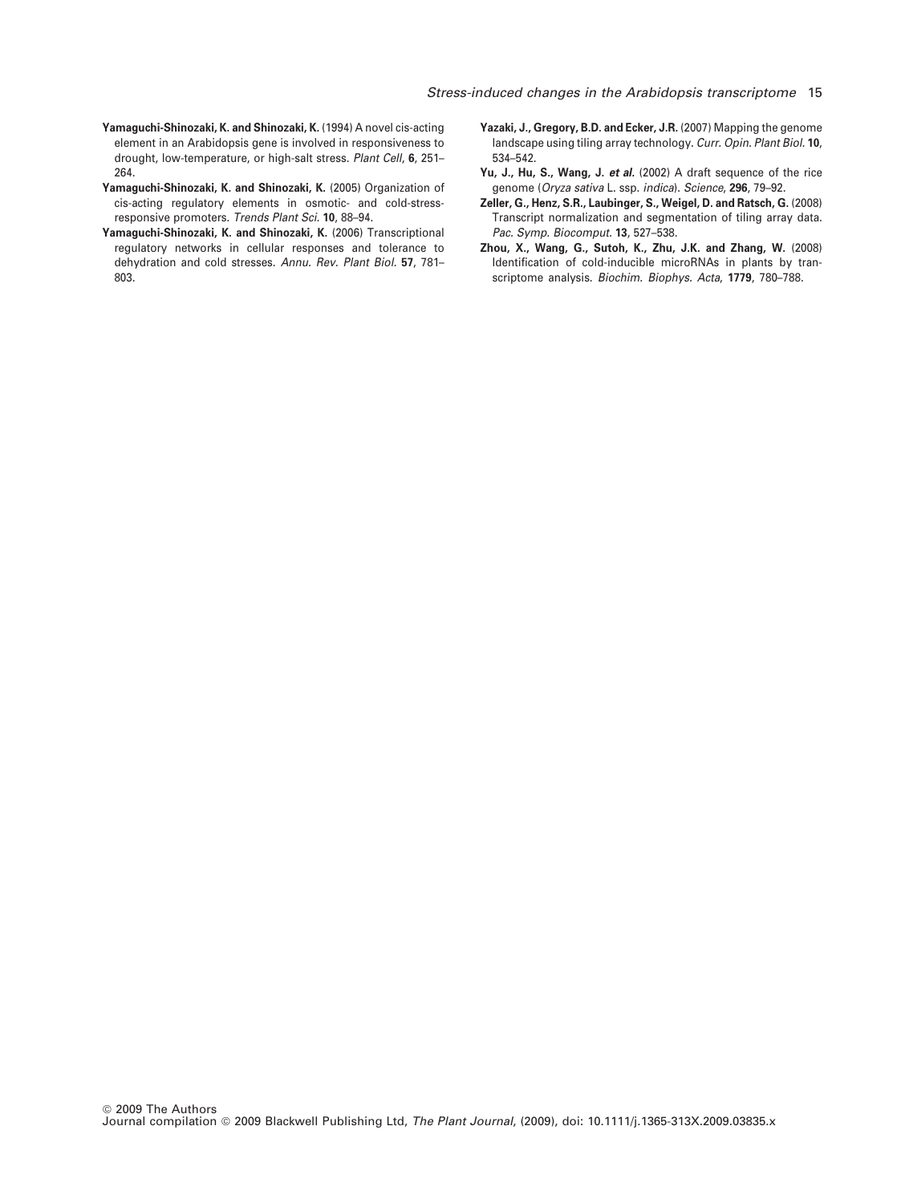**Yamaguchi-Shinozaki, K. and Shinozaki, K.** (1994) A novel cis-acting element in an Arabidopsis gene is involved in responsiveness to drought, low-temperature, or high-salt stress. *Plant Cell*, **6**, 251–264.

**Yamaguchi-Shinozaki, K. and Shinozaki, K.** (2005) Organization of cis-acting regulatory elements in osmotic- and cold-stress-responsive promoters. *Trends Plant Sci.* **10**, 88–94.

**Yamaguchi-Shinozaki, K. and Shinozaki, K.** (2006) Transcriptional regulatory networks in cellular responses and tolerance to dehydration and cold stresses. *Annu. Rev. Plant Biol.* **57**, 781–803.

**Yazaki, J., Gregory, B.D. and Ecker, J.R.** (2007) Mapping the genome landscape using tiling array technology. *Curr. Opin. Plant Biol.* **10**, 534–542.

**Yu, J., Hu, S., Wang, J. *et al.*** (2002) A draft sequence of the rice genome (*Oryza sativa* L. ssp. *indica*). *Science*, **296**, 79–92.

**Zeller, G., Henz, S.R., Laubinger, S., Weigel, D. and Ratsch, G.** (2008) Transcript normalization and segmentation of tiling array data. *Pac. Symp. Biocomput.* **13**, 527–538.

**Zhou, X., Wang, G., Sutoh, K., Zhu, J.K. and Zhang, W.** (2008) Identification of cold-inducible microRNAs in plants by transcriptome analysis. *Biochim. Biophys. Acta*, **1779**, 780–788.

© 2009 The Authors
Journal compilation © 2009 Blackwell Publishing Ltd, *The Plant Journal*, (2009), doi: 10.1111/j.1365-313X.2009.03835.x